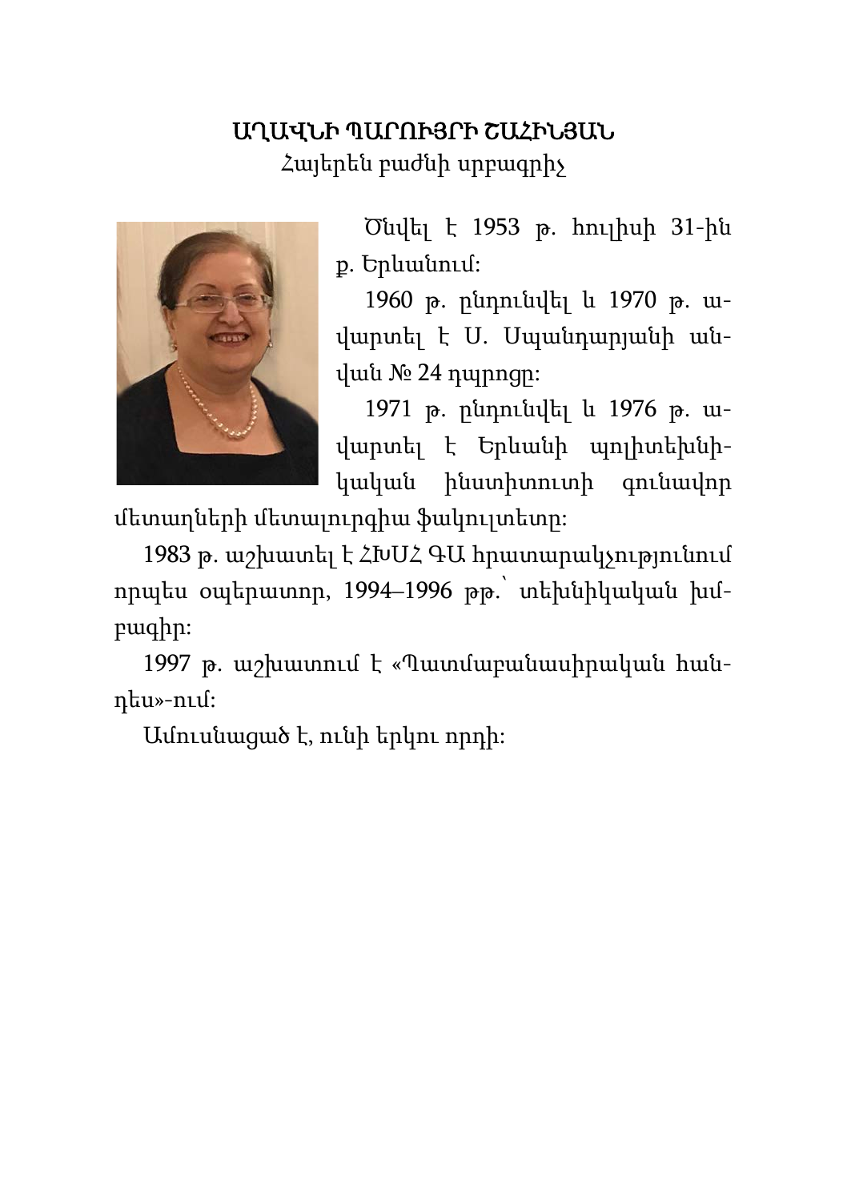# ԱՂԱՎՆԻ ՊԱՐՈՒՅՐԻ ՇԱՀԻՆՅԱՆ

*Հայերեն բաժնի սրբագրիչ*

Ծնվել է 1953 թ. հուլիսի 31-ին ք. Երևանում:

1960 թ. ընդունվել և 1970 թ. ավարտել է Ս. Սպանդարյանի անվան № 24 դպրոցը:

1971 թ. ընդունվել և 1976 թ. ավարտել է Երևանի պոլիտեխնիկական ինստիտուտի գունավոր մետաղների մետալուրգիա ֆակուլտետը:

1983 թ. աշխատել է ՀԽՍՀ ԳԱ հրատարակչությունում որպես օպերատոր, 1994–1996 թթ.՝ տեխնիկական խմբագիր:

1997 թ. աշխատում է «Պատմաբանասիրական հանդես»-ում:

Ամուսնացած է, ունի երկու որդի: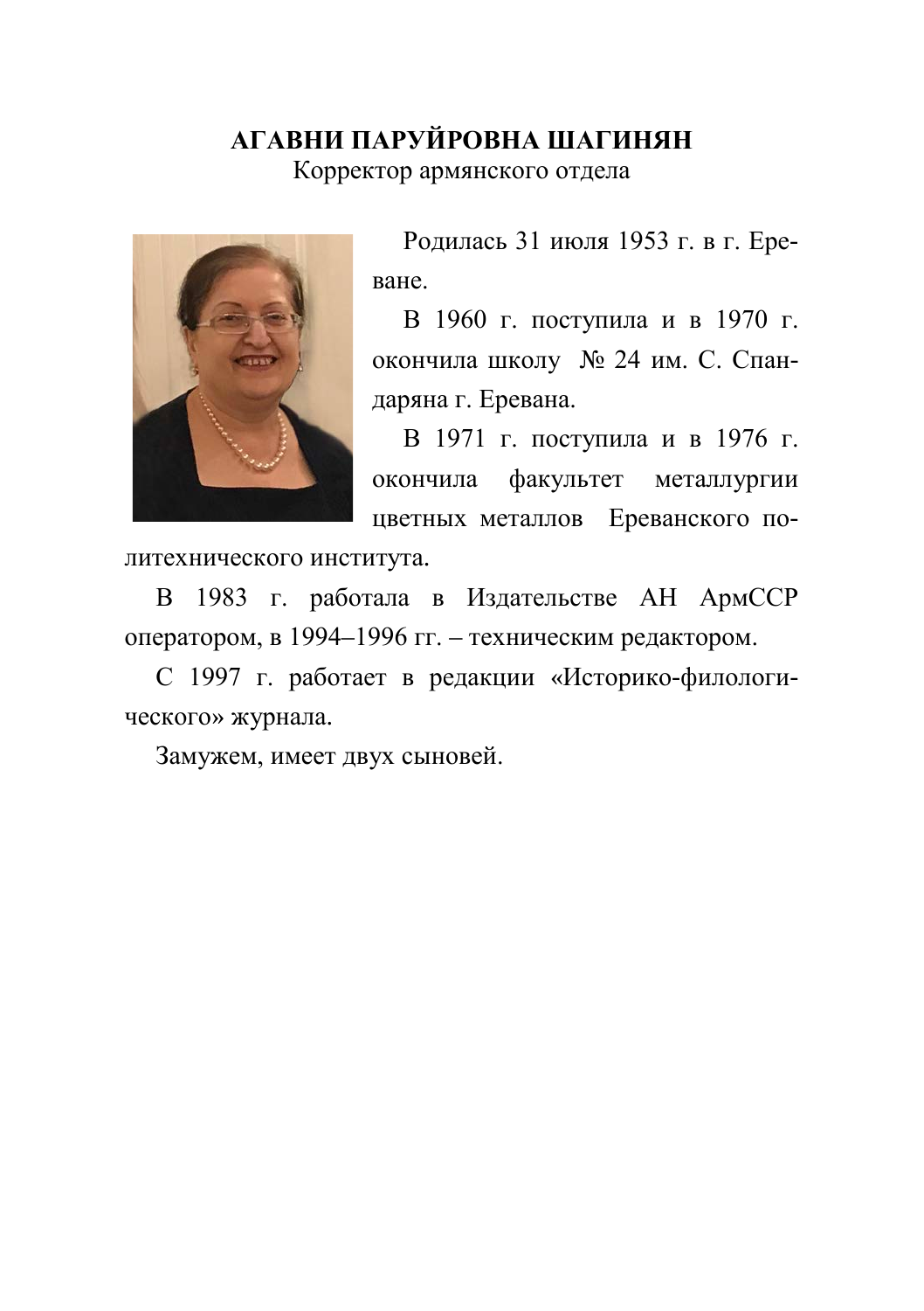## АГАВНИ ПАРУЙРОВНА ШАГИНЯН

Корректор армянского отдела

Родилась 31 июля 1953 г. в г. Ереване.

В 1960 г. поступила и в 1970 г. окончила школу № 24 им. С. Спандаряна г. Еревана.

В 1971 г. поступила и в 1976 г. окончила факультет металлургии цветных металлов Ереванского политехнического института.

В 1983 г. работала в Издательстве АН АрмССР оператором, в 1994–1996 гг. – техническим редактором.

С 1997 г. работает в редакции «Историко-филологического» журнала.

Замужем, имеет двух сыновей.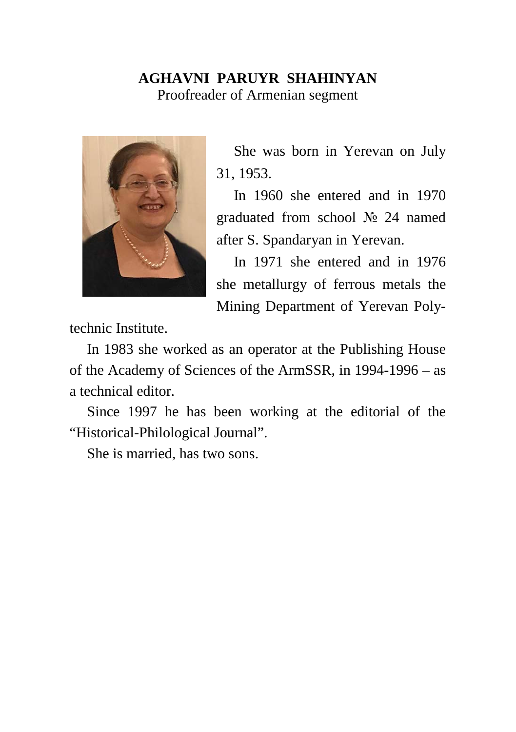**AGHAVNI PARUYR SHAHINYAN**
Proofreader of Armenian segment

She was born in Yerevan on July 31, 1953.

In 1960 she entered and in 1970 graduated from school № 24 named after S. Spandaryan in Yerevan.

In 1971 she entered and in 1976 she metallurgy of ferrous metals the Mining Department of Yerevan Polytechnic Institute.

In 1983 she worked as an operator at the Publishing House of the Academy of Sciences of the ArmSSR, in 1994-1996 – as a technical editor.

Since 1997 he has been working at the editorial of the "Historical-Philological Journal".

She is married, has two sons.